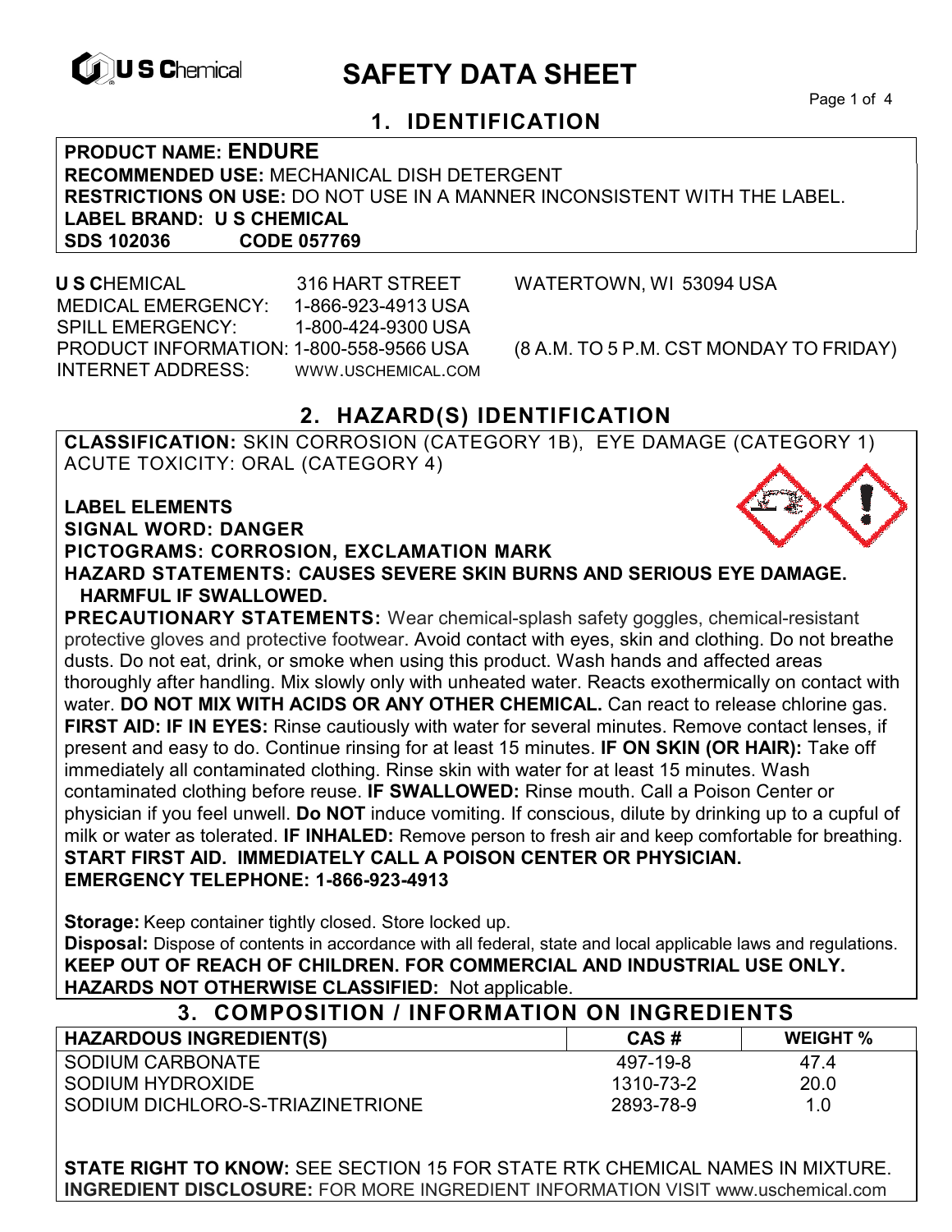U S Chemical

# SAFETY DATA SHEET

## 1. IDENTIFICATION

**PRODUCT NAME: ENDURE**
**RECOMMENDED USE:** MECHANICAL DISH DETERGENT
**RESTRICTIONS ON USE:** DO NOT USE IN A MANNER INCONSISTENT WITH THE LABEL.
**LABEL BRAND: U S CHEMICAL**
**SDS 102036 CODE 057769**

**U S C**HEMICAL 316 HART STREET WATERTOWN, WI 53094 USA
MEDICAL EMERGENCY: 1-866-923-4913 USA
SPILL EMERGENCY: 1-800-424-9300 USA
PRODUCT INFORMATION: 1-800-558-9566 USA (8 A.M. TO 5 P.M. CST MONDAY TO FRIDAY)
INTERNET ADDRESS: WWW.USCHEMICAL.COM

## 2. HAZARD(S) IDENTIFICATION

**CLASSIFICATION:** SKIN CORROSION (CATEGORY 1B), EYE DAMAGE (CATEGORY 1) ACUTE TOXICITY: ORAL (CATEGORY 4)

**LABEL ELEMENTS**
**SIGNAL WORD: DANGER**
**PICTOGRAMS: CORROSION, EXCLAMATION MARK**
**HAZARD STATEMENTS: CAUSES SEVERE SKIN BURNS AND SERIOUS EYE DAMAGE. HARMFUL IF SWALLOWED.**

**PRECAUTIONARY STATEMENTS:** Wear chemical-splash safety goggles, chemical-resistant protective gloves and protective footwear. Avoid contact with eyes, skin and clothing. Do not breathe dusts. Do not eat, drink, or smoke when using this product. Wash hands and affected areas thoroughly after handling. Mix slowly only with unheated water. Reacts exothermically on contact with water. **DO NOT MIX WITH ACIDS OR ANY OTHER CHEMICAL.** Can react to release chlorine gas. **FIRST AID: IF IN EYES:** Rinse cautiously with water for several minutes. Remove contact lenses, if present and easy to do. Continue rinsing for at least 15 minutes. **IF ON SKIN (OR HAIR):** Take off immediately all contaminated clothing. Rinse skin with water for at least 15 minutes. Wash contaminated clothing before reuse. **IF SWALLOWED:** Rinse mouth. Call a Poison Center or physician if you feel unwell. **Do NOT** induce vomiting. If conscious, dilute by drinking up to a cupful of milk or water as tolerated. **IF INHALED:** Remove person to fresh air and keep comfortable for breathing. **START FIRST AID. IMMEDIATELY CALL A POISON CENTER OR PHYSICIAN. EMERGENCY TELEPHONE: 1-866-923-4913**

**Storage:** Keep container tightly closed. Store locked up.
**Disposal:** Dispose of contents in accordance with all federal, state and local applicable laws and regulations.
**KEEP OUT OF REACH OF CHILDREN. FOR COMMERCIAL AND INDUSTRIAL USE ONLY.**
**HAZARDS NOT OTHERWISE CLASSIFIED:** Not applicable.

## 3. COMPOSITION / INFORMATION ON INGREDIENTS

| HAZARDOUS INGREDIENT(S) | CAS # | WEIGHT % |
|---|---|---|
| SODIUM CARBONATE | 497-19-8 | 47.4 |
| SODIUM HYDROXIDE | 1310-73-2 | 20.0 |
| SODIUM DICHLORO-S-TRIAZINETRIONE | 2893-78-9 | 1.0 |

**STATE RIGHT TO KNOW:** SEE SECTION 15 FOR STATE RTK CHEMICAL NAMES IN MIXTURE.
**INGREDIENT DISCLOSURE:** FOR MORE INGREDIENT INFORMATION VISIT www.uschemical.com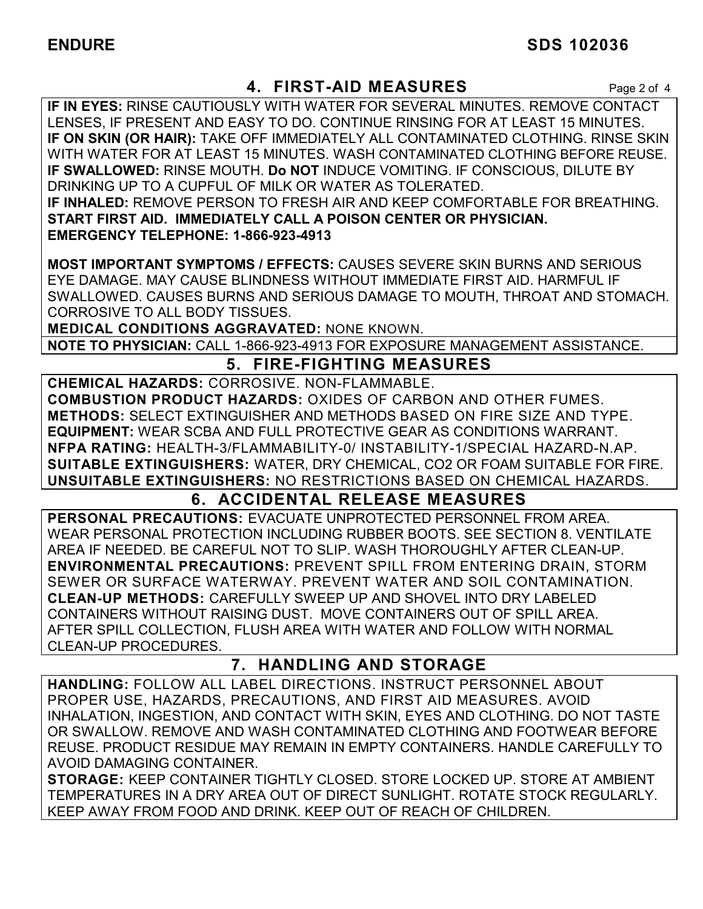## 4. FIRST-AID MEASURES

**IF IN EYES:** RINSE CAUTIOUSLY WITH WATER FOR SEVERAL MINUTES. REMOVE CONTACT LENSES, IF PRESENT AND EASY TO DO. CONTINUE RINSING FOR AT LEAST 15 MINUTES.
**IF ON SKIN (OR HAIR):** TAKE OFF IMMEDIATELY ALL CONTAMINATED CLOTHING. RINSE SKIN WITH WATER FOR AT LEAST 15 MINUTES. WASH CONTAMINATED CLOTHING BEFORE REUSE.
**IF SWALLOWED:** RINSE MOUTH. **Do NOT** INDUCE VOMITING. IF CONSCIOUS, DILUTE BY DRINKING UP TO A CUPFUL OF MILK OR WATER AS TOLERATED.
**IF INHALED:** REMOVE PERSON TO FRESH AIR AND KEEP COMFORTABLE FOR BREATHING.
**START FIRST AID. IMMEDIATELY CALL A POISON CENTER OR PHYSICIAN.**
**EMERGENCY TELEPHONE: 1-866-923-4913**

**MOST IMPORTANT SYMPTOMS / EFFECTS:** CAUSES SEVERE SKIN BURNS AND SERIOUS EYE DAMAGE. MAY CAUSE BLINDNESS WITHOUT IMMEDIATE FIRST AID. HARMFUL IF SWALLOWED. CAUSES BURNS AND SERIOUS DAMAGE TO MOUTH, THROAT AND STOMACH. CORROSIVE TO ALL BODY TISSUES.
**MEDICAL CONDITIONS AGGRAVATED:** NONE KNOWN.

**NOTE TO PHYSICIAN:** CALL 1-866-923-4913 FOR EXPOSURE MANAGEMENT ASSISTANCE.

## 5. FIRE-FIGHTING MEASURES

**CHEMICAL HAZARDS:** CORROSIVE. NON-FLAMMABLE.
**COMBUSTION PRODUCT HAZARDS:** OXIDES OF CARBON AND OTHER FUMES.
**METHODS:** SELECT EXTINGUISHER AND METHODS BASED ON FIRE SIZE AND TYPE.
**EQUIPMENT:** WEAR SCBA AND FULL PROTECTIVE GEAR AS CONDITIONS WARRANT.
**NFPA RATING:** HEALTH-3/FLAMMABILITY-0/ INSTABILITY-1/SPECIAL HAZARD-N.AP.
**SUITABLE EXTINGUISHERS:** WATER, DRY CHEMICAL, CO2 OR FOAM SUITABLE FOR FIRE.
**UNSUITABLE EXTINGUISHERS:** NO RESTRICTIONS BASED ON CHEMICAL HAZARDS.

## 6. ACCIDENTAL RELEASE MEASURES

**PERSONAL PRECAUTIONS:** EVACUATE UNPROTECTED PERSONNEL FROM AREA. WEAR PERSONAL PROTECTION INCLUDING RUBBER BOOTS. SEE SECTION 8. VENTILATE AREA IF NEEDED. BE CAREFUL NOT TO SLIP. WASH THOROUGHLY AFTER CLEAN-UP.
**ENVIRONMENTAL PRECAUTIONS:** PREVENT SPILL FROM ENTERING DRAIN, STORM SEWER OR SURFACE WATERWAY. PREVENT WATER AND SOIL CONTAMINATION.
**CLEAN-UP METHODS:** CAREFULLY SWEEP UP AND SHOVEL INTO DRY LABELED CONTAINERS WITHOUT RAISING DUST. MOVE CONTAINERS OUT OF SPILL AREA. AFTER SPILL COLLECTION, FLUSH AREA WITH WATER AND FOLLOW WITH NORMAL CLEAN-UP PROCEDURES.

## 7. HANDLING AND STORAGE

**HANDLING:** FOLLOW ALL LABEL DIRECTIONS. INSTRUCT PERSONNEL ABOUT PROPER USE, HAZARDS, PRECAUTIONS, AND FIRST AID MEASURES. AVOID INHALATION, INGESTION, AND CONTACT WITH SKIN, EYES AND CLOTHING. DO NOT TASTE OR SWALLOW. REMOVE AND WASH CONTAMINATED CLOTHING AND FOOTWEAR BEFORE REUSE. PRODUCT RESIDUE MAY REMAIN IN EMPTY CONTAINERS. HANDLE CAREFULLY TO AVOID DAMAGING CONTAINER.
**STORAGE:** KEEP CONTAINER TIGHTLY CLOSED. STORE LOCKED UP. STORE AT AMBIENT TEMPERATURES IN A DRY AREA OUT OF DIRECT SUNLIGHT. ROTATE STOCK REGULARLY. KEEP AWAY FROM FOOD AND DRINK. KEEP OUT OF REACH OF CHILDREN.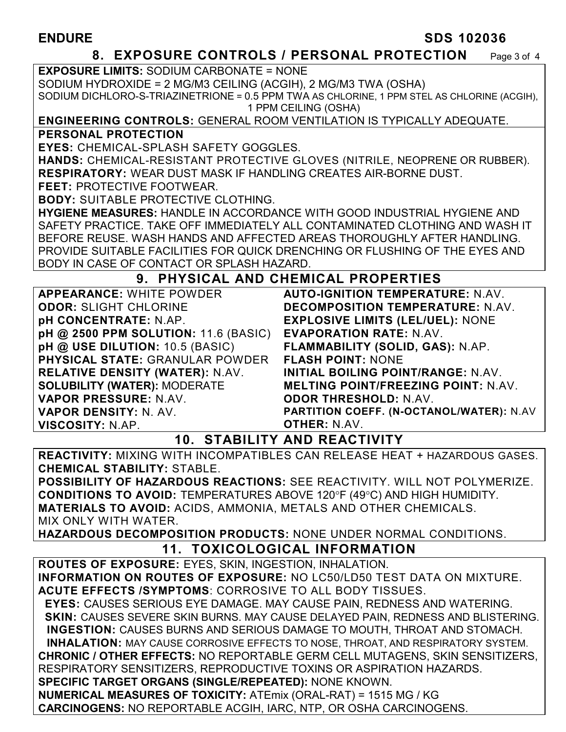## 8. EXPOSURE CONTROLS / PERSONAL PROTECTION

**EXPOSURE LIMITS:** SODIUM CARBONATE = NONE
SODIUM HYDROXIDE = 2 MG/M3 CEILING (ACGIH), 2 MG/M3 TWA (OSHA)
SODIUM DICHLORO-S-TRIAZINETRIONE = 0.5 PPM TWA AS CHLORINE, 1 PPM STEL AS CHLORINE (ACGIH), 1 PPM CEILING (OSHA)

**ENGINEERING CONTROLS:** GENERAL ROOM VENTILATION IS TYPICALLY ADEQUATE.

**PERSONAL PROTECTION**

**EYES:** CHEMICAL-SPLASH SAFETY GOGGLES.
**HANDS:** CHEMICAL-RESISTANT PROTECTIVE GLOVES (NITRILE, NEOPRENE OR RUBBER).
**RESPIRATORY:** WEAR DUST MASK IF HANDLING CREATES AIR-BORNE DUST.
**FEET:** PROTECTIVE FOOTWEAR.
**BODY:** SUITABLE PROTECTIVE CLOTHING.
**HYGIENE MEASURES:** HANDLE IN ACCORDANCE WITH GOOD INDUSTRIAL HYGIENE AND SAFETY PRACTICE. TAKE OFF IMMEDIATELY ALL CONTAMINATED CLOTHING AND WASH IT BEFORE REUSE. WASH HANDS AND AFFECTED AREAS THOROUGHLY AFTER HANDLING. PROVIDE SUITABLE FACILITIES FOR QUICK DRENCHING OR FLUSHING OF THE EYES AND BODY IN CASE OF CONTACT OR SPLASH HAZARD.

## 9. PHYSICAL AND CHEMICAL PROPERTIES

**APPEARANCE:** WHITE POWDER
**ODOR:** SLIGHT CHLORINE
**pH CONCENTRATE:** N.AP.
**pH @ 2500 PPM SOLUTION:** 11.6 (BASIC)
**pH @ USE DILUTION:** 10.5 (BASIC)
**PHYSICAL STATE:** GRANULAR POWDER
**RELATIVE DENSITY (WATER):** N.AV.
**SOLUBILITY (WATER):** MODERATE
**VAPOR PRESSURE:** N.AV.
**VAPOR DENSITY:** N. AV.
**VISCOSITY:** N.AP.
**AUTO-IGNITION TEMPERATURE:** N.AV.
**DECOMPOSITION TEMPERATURE:** N.AV.
**EXPLOSIVE LIMITS (LEL/UEL):** NONE
**EVAPORATION RATE:** N.AV.
**FLAMMABILITY (SOLID, GAS):** N.AP.
**FLASH POINT:** NONE
**INITIAL BOILING POINT/RANGE:** N.AV.
**MELTING POINT/FREEZING POINT:** N.AV.
**ODOR THRESHOLD:** N.AV.
**PARTITION COEFF. (N-OCTANOL/WATER):** N.AV
**OTHER:** N.AV.

## 10. STABILITY AND REACTIVITY

**REACTIVITY:** MIXING WITH INCOMPATIBLES CAN RELEASE HEAT + HAZARDOUS GASES.
**CHEMICAL STABILITY:** STABLE.
**POSSIBILITY OF HAZARDOUS REACTIONS:** SEE REACTIVITY. WILL NOT POLYMERIZE.
**CONDITIONS TO AVOID:** TEMPERATURES ABOVE 120°F (49°C) AND HIGH HUMIDITY.
**MATERIALS TO AVOID:** ACIDS, AMMONIA, METALS AND OTHER CHEMICALS.
MIX ONLY WITH WATER.
**HAZARDOUS DECOMPOSITION PRODUCTS:** NONE UNDER NORMAL CONDITIONS.

## 11. TOXICOLOGICAL INFORMATION

**ROUTES OF EXPOSURE:** EYES, SKIN, INGESTION, INHALATION.
**INFORMATION ON ROUTES OF EXPOSURE:** NO LC50/LD50 TEST DATA ON MIXTURE.
**ACUTE EFFECTS /SYMPTOMS**: CORROSIVE TO ALL BODY TISSUES.
**EYES:** CAUSES SERIOUS EYE DAMAGE. MAY CAUSE PAIN, REDNESS AND WATERING.
**SKIN:** CAUSES SEVERE SKIN BURNS. MAY CAUSE DELAYED PAIN, REDNESS AND BLISTERING.
**INGESTION:** CAUSES BURNS AND SERIOUS DAMAGE TO MOUTH, THROAT AND STOMACH.
**INHALATION:** MAY CAUSE CORROSIVE EFFECTS TO NOSE, THROAT, AND RESPIRATORY SYSTEM.
**CHRONIC / OTHER EFFECTS:** NO REPORTABLE GERM CELL MUTAGENS, SKIN SENSITIZERS, RESPIRATORY SENSITIZERS, REPRODUCTIVE TOXINS OR ASPIRATION HAZARDS.
**SPECIFIC TARGET ORGANS (SINGLE/REPEATED):** NONE KNOWN.
**NUMERICAL MEASURES OF TOXICITY:** ATEmix (ORAL-RAT) = 1515 MG / KG
**CARCINOGENS:** NO REPORTABLE ACGIH, IARC, NTP, OR OSHA CARCINOGENS.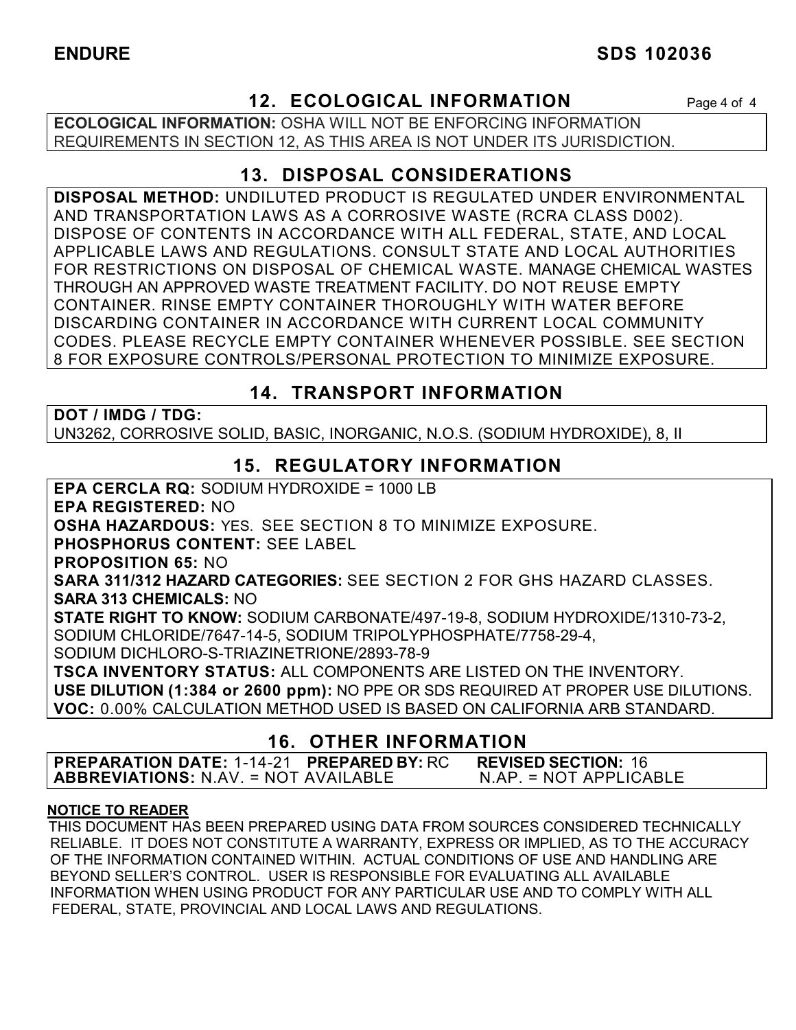## 12. ECOLOGICAL INFORMATION

**ECOLOGICAL INFORMATION:** OSHA WILL NOT BE ENFORCING INFORMATION REQUIREMENTS IN SECTION 12, AS THIS AREA IS NOT UNDER ITS JURISDICTION.

## 13. DISPOSAL CONSIDERATIONS

**DISPOSAL METHOD:** UNDILUTED PRODUCT IS REGULATED UNDER ENVIRONMENTAL AND TRANSPORTATION LAWS AS A CORROSIVE WASTE (RCRA CLASS D002). DISPOSE OF CONTENTS IN ACCORDANCE WITH ALL FEDERAL, STATE, AND LOCAL APPLICABLE LAWS AND REGULATIONS. CONSULT STATE AND LOCAL AUTHORITIES FOR RESTRICTIONS ON DISPOSAL OF CHEMICAL WASTE. MANAGE CHEMICAL WASTES THROUGH AN APPROVED WASTE TREATMENT FACILITY. DO NOT REUSE EMPTY CONTAINER. RINSE EMPTY CONTAINER THOROUGHLY WITH WATER BEFORE DISCARDING CONTAINER IN ACCORDANCE WITH CURRENT LOCAL COMMUNITY CODES. PLEASE RECYCLE EMPTY CONTAINER WHENEVER POSSIBLE. SEE SECTION 8 FOR EXPOSURE CONTROLS/PERSONAL PROTECTION TO MINIMIZE EXPOSURE.

## 14. TRANSPORT INFORMATION

**DOT / IMDG / TDG:**
UN3262, CORROSIVE SOLID, BASIC, INORGANIC, N.O.S. (SODIUM HYDROXIDE), 8, II

## 15. REGULATORY INFORMATION

**EPA CERCLA RQ:** SODIUM HYDROXIDE = 1000 LB
**EPA REGISTERED:** NO
**OSHA HAZARDOUS:** YES. SEE SECTION 8 TO MINIMIZE EXPOSURE.
**PHOSPHORUS CONTENT:** SEE LABEL
**PROPOSITION 65:** NO
**SARA 311/312 HAZARD CATEGORIES:** SEE SECTION 2 FOR GHS HAZARD CLASSES.
**SARA 313 CHEMICALS:** NO
**STATE RIGHT TO KNOW:** SODIUM CARBONATE/497-19-8, SODIUM HYDROXIDE/1310-73-2, SODIUM CHLORIDE/7647-14-5, SODIUM TRIPOLYPHOSPHATE/7758-29-4, SODIUM DICHLORO-S-TRIAZINETRIONE/2893-78-9
**TSCA INVENTORY STATUS:** ALL COMPONENTS ARE LISTED ON THE INVENTORY.
**USE DILUTION (1:384 or 2600 ppm):** NO PPE OR SDS REQUIRED AT PROPER USE DILUTIONS.
**VOC:** 0.00% CALCULATION METHOD USED IS BASED ON CALIFORNIA ARB STANDARD.

## 16. OTHER INFORMATION

**PREPARATION DATE:** 1-14-21 **PREPARED BY:** RC **REVISED SECTION:** 16
**ABBREVIATIONS:** N.AV. = NOT AVAILABLE N.AP. = NOT APPLICABLE

**NOTICE TO READER**

THIS DOCUMENT HAS BEEN PREPARED USING DATA FROM SOURCES CONSIDERED TECHNICALLY RELIABLE. IT DOES NOT CONSTITUTE A WARRANTY, EXPRESS OR IMPLIED, AS TO THE ACCURACY OF THE INFORMATION CONTAINED WITHIN. ACTUAL CONDITIONS OF USE AND HANDLING ARE BEYOND SELLER'S CONTROL. USER IS RESPONSIBLE FOR EVALUATING ALL AVAILABLE INFORMATION WHEN USING PRODUCT FOR ANY PARTICULAR USE AND TO COMPLY WITH ALL FEDERAL, STATE, PROVINCIAL AND LOCAL LAWS AND REGULATIONS.